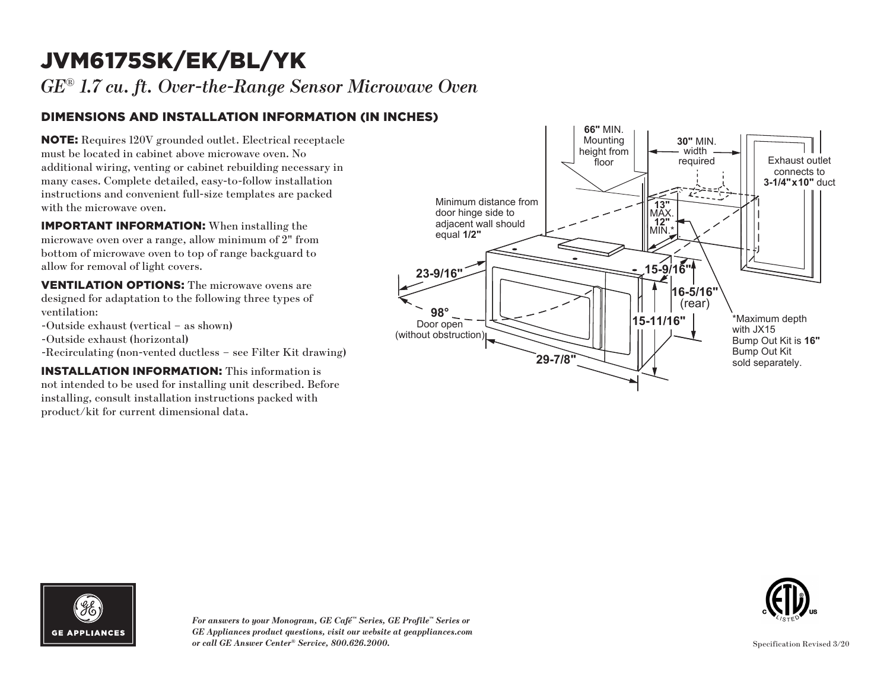# JVM6175SK/EK/BL/YK

*GE® 1.7 cu. ft. Over-the-Range Sensor Microwave Oven*

## DIMENSIONS AND INSTALLATION INFORMATION (IN INCHES)

**NOTE:** Requires 120V grounded outlet. Electrical receptacle must be located in cabinet above microwave oven. No additional wiring, venting or cabinet rebuilding necessary in many cases. Complete detailed, easy-to-follow installation instructions and convenient full-size templates are packed with the microwave oven.

**IMPORTANT INFORMATION:** When installing the microwave oven over a range, allow minimum of 2" from bottom of microwave oven to top of range backguard to allow for removal of light covers.

**VENTILATION OPTIONS:** The microwave ovens are designed for adaptation to the following three types of ventilation:

- Outside exhaust (vertical – as shown)
- Outside exhaust (horizontal)
- Recirculating (non-vented ductless – see Filter Kit drawing)

**INSTALLATION INFORMATION:** This information is not intended to be used for installing unit described. Before installing, consult installation instructions packed with product/kit for current dimensional data.

**66"** MIN. Mounting height from floor

**30"** MIN. width required

Exhaust outlet connects to **3-1/4"x10"** duct

Minimum distance from door hinge side to adjacent wall should equal **1/2"**

**13"** MAX. **12"** MIN.*

**23-9/16"**

**15-9/16"**

**16-5/16"** (rear)

**15-11/16"**

**98°** Door open (without obstruction)

**29-7/8"**

*Maximum depth with JX15 Bump Out Kit is **16"** Bump Out Kit sold separately.

*For answers to your Monogram, GE Café™ Series, GE Profile™ Series or GE Appliances product questions, visit our website at geappliances.com or call GE Answer Center® Service, 800.626.2000.*

Specification Revised 3/20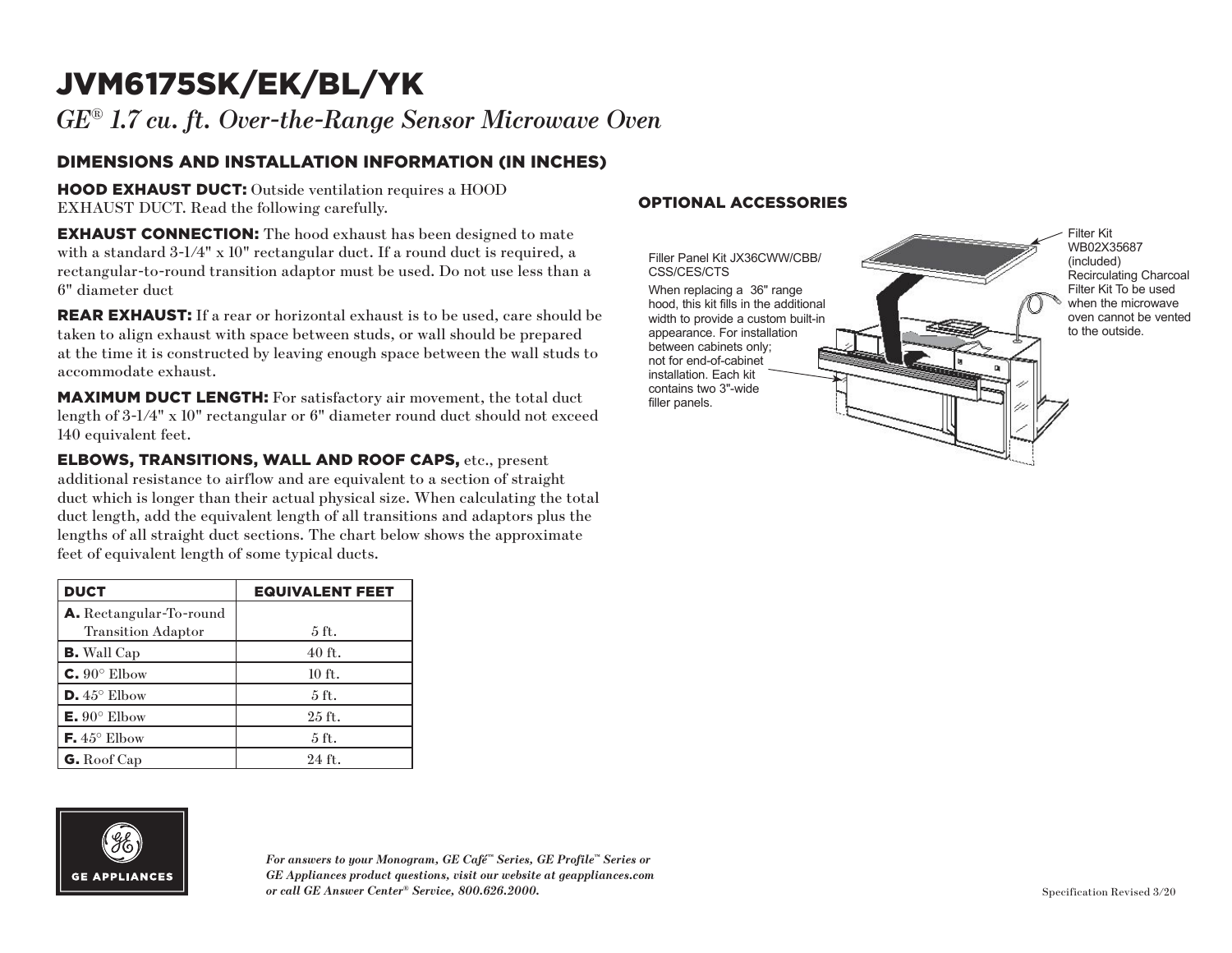# JVM6175SK/EK/BL/YK

*GE® 1.7 cu. ft. Over-the-Range Sensor Microwave Oven*

## DIMENSIONS AND INSTALLATION INFORMATION (IN INCHES)

**HOOD EXHAUST DUCT:** Outside ventilation requires a HOOD EXHAUST DUCT. Read the following carefully.

**EXHAUST CONNECTION:** The hood exhaust has been designed to mate with a standard 3-1/4" x 10" rectangular duct. If a round duct is required, a rectangular-to-round transition adaptor must be used. Do not use less than a 6" diameter duct

**REAR EXHAUST:** If a rear or horizontal exhaust is to be used, care should be taken to align exhaust with space between studs, or wall should be prepared at the time it is constructed by leaving enough space between the wall studs to accommodate exhaust.

**MAXIMUM DUCT LENGTH:** For satisfactory air movement, the total duct length of 3-1/4" x 10" rectangular or 6" diameter round duct should not exceed 140 equivalent feet.

**ELBOWS, TRANSITIONS, WALL AND ROOF CAPS,** etc., present additional resistance to airflow and are equivalent to a section of straight duct which is longer than their actual physical size. When calculating the total duct length, add the equivalent length of all transitions and adaptors plus the lengths of all straight duct sections. The chart below shows the approximate feet of equivalent length of some typical ducts.

| DUCT | EQUIVALENT FEET |
|---|---|
| **A.** Rectangular-To-round Transition Adaptor | 5 ft. |
| **B.** Wall Cap | 40 ft. |
| **C.** 90° Elbow | 10 ft. |
| **D.** 45° Elbow | 5 ft. |
| **E.** 90° Elbow | 25 ft. |
| **F.** 45° Elbow | 5 ft. |
| **G.** Roof Cap | 24 ft. |

## OPTIONAL ACCESSORIES

Filler Panel Kit JX36CWW/CBB/CSS/CES/CTS

When replacing a 36" range hood, this kit fills in the additional width to provide a custom built-in appearance. For installation between cabinets only; not for end-of-cabinet installation. Each kit contains two 3"-wide filler panels.

Filter Kit WB02X35687 (included) Recirculating Charcoal Filter Kit To be used when the microwave oven cannot be vented to the outside.

*For answers to your Monogram, GE Café™ Series, GE Profile™ Series or GE Appliances product questions, visit our website at geappliances.com or call GE Answer Center® Service, 800.626.2000.*

Specification Revised 3/20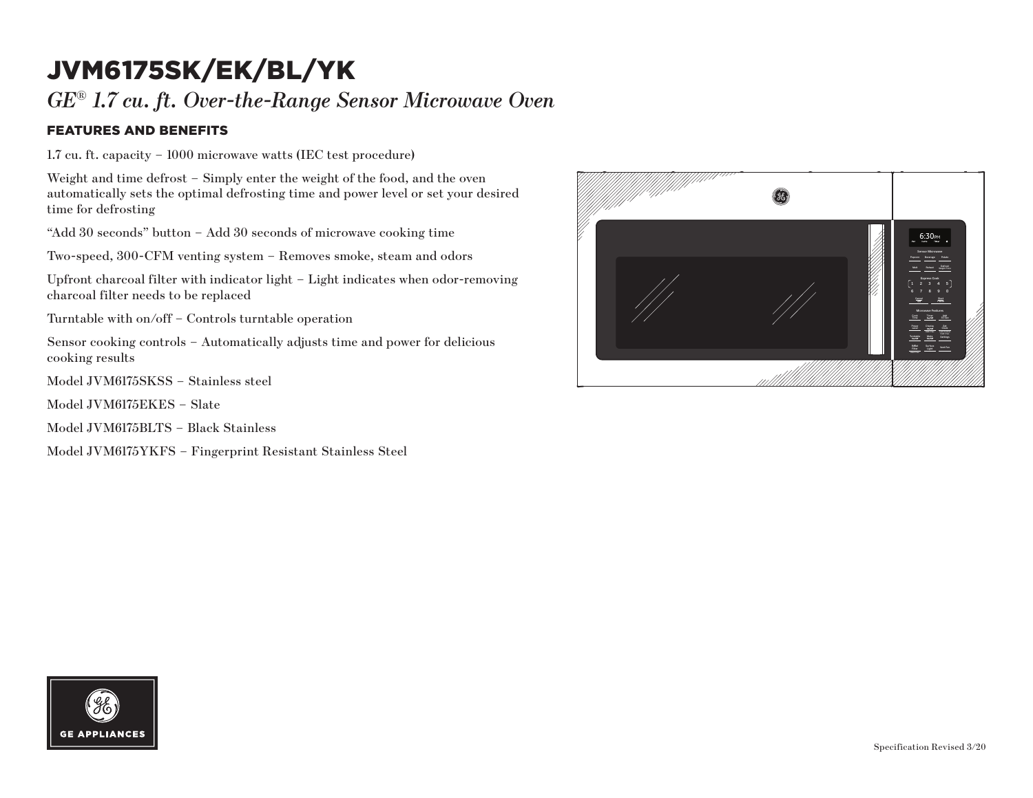# JVM6175SK/EK/BL/YK

*GE® 1.7 cu. ft. Over-the-Range Sensor Microwave Oven*

## FEATURES AND BENEFITS

1.7 cu. ft. capacity – 1000 microwave watts (IEC test procedure)

Weight and time defrost – Simply enter the weight of the food, and the oven automatically sets the optimal defrosting time and power level or set your desired time for defrosting

"Add 30 seconds" button – Add 30 seconds of microwave cooking time

Two-speed, 300-CFM venting system – Removes smoke, steam and odors

Upfront charcoal filter with indicator light – Light indicates when odor-removing charcoal filter needs to be replaced

Turntable with on/off – Controls turntable operation

Sensor cooking controls – Automatically adjusts time and power for delicious cooking results

Model JVM6175SKSS – Stainless steel

Model JVM6175EKES – Slate

Model JVM6175BLTS – Black Stainless

Model JVM6175YKFS – Fingerprint Resistant Stainless Steel

GE APPLIANCES

Specification Revised 3/20